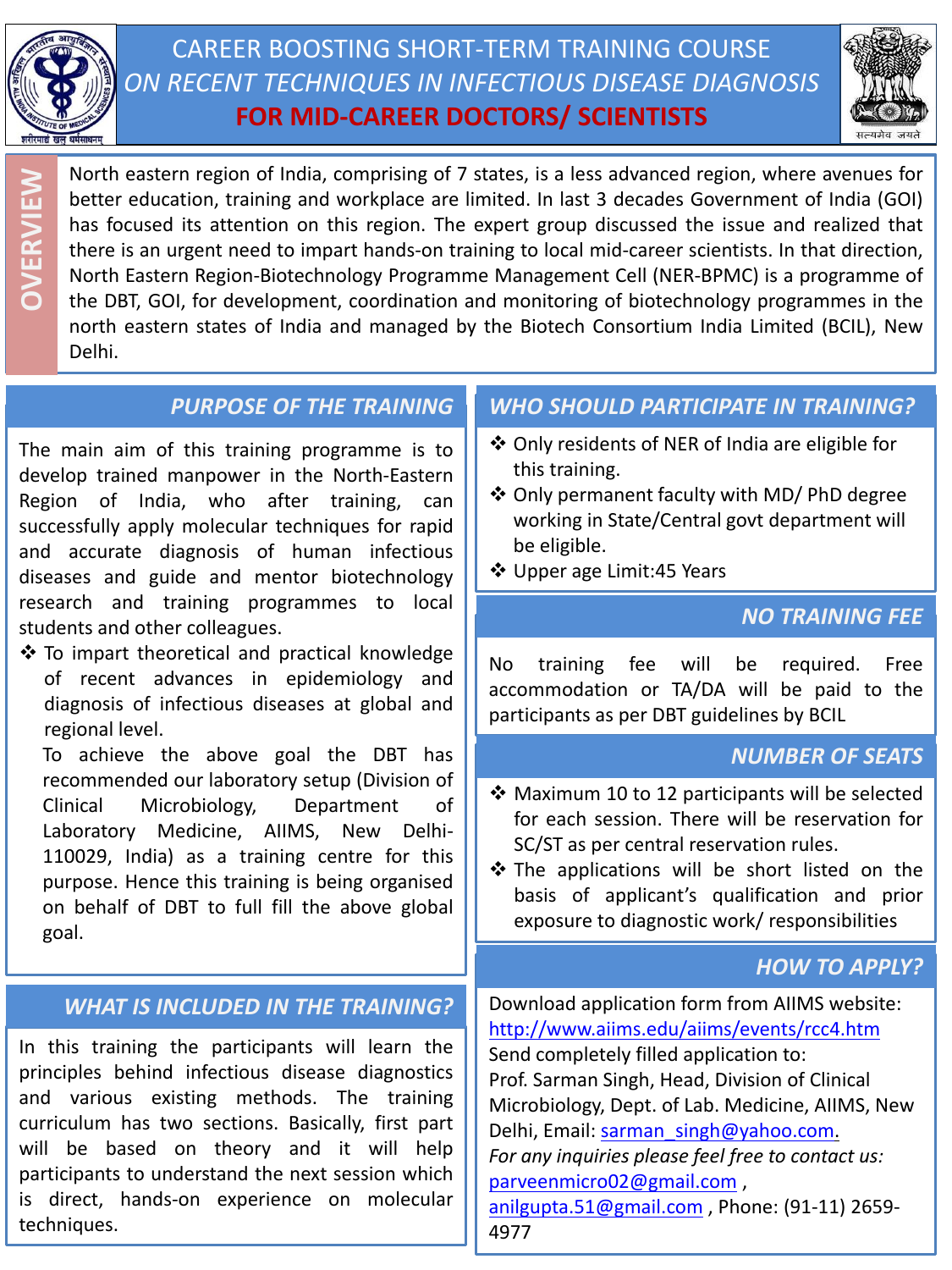# CAREER BOOSTING SHORT-TERM TRAINING COURSE *ON RECENT TECHNIQUES IN INFECTIOUS DISEASE DIAGNOSIS* **FOR MID-CAREER DOCTORS/ SCIENTISTS**

## OVERVIEW

North eastern region of India, comprising of 7 states, is a less advanced region, where avenues for better education, training and workplace are limited. In last 3 decades Government of India (GOI) has focused its attention on this region. The expert group discussed the issue and realized that there is an urgent need to impart hands-on training to local mid-career scientists. In that direction, North Eastern Region-Biotechnology Programme Management Cell (NER-BPMC) is a programme of the DBT, GOI, for development, coordination and monitoring of biotechnology programmes in the north eastern states of India and managed by the Biotech Consortium India Limited (BCIL), New Delhi.

## *PURPOSE OF THE TRAINING*

The main aim of this training programme is to develop trained manpower in the North-Eastern Region of India, who after training, can successfully apply molecular techniques for rapid and accurate diagnosis of human infectious diseases and guide and mentor biotechnology research and training programmes to local students and other colleagues.

- To impart theoretical and practical knowledge of recent advances in epidemiology and diagnosis of infectious diseases at global and regional level.

  To achieve the above goal the DBT has recommended our laboratory setup (Division of Clinical Microbiology, Department of Laboratory Medicine, AIIMS, New Delhi-110029, India) as a training centre for this purpose. Hence this training is being organised on behalf of DBT to full fill the above global goal.

## *WHAT IS INCLUDED IN THE TRAINING?*

In this training the participants will learn the principles behind infectious disease diagnostics and various existing methods. The training curriculum has two sections. Basically, first part will be based on theory and it will help participants to understand the next session which is direct, hands-on experience on molecular techniques.

## *WHO SHOULD PARTICIPATE IN TRAINING?*

- Only residents of NER of India are eligible for this training.
- Only permanent faculty with MD/ PhD degree working in State/Central govt department will be eligible.
- Upper age Limit:45 Years

## *NO TRAINING FEE*

No training fee will be required. Free accommodation or TA/DA will be paid to the participants as per DBT guidelines by BCIL

## *NUMBER OF SEATS*

- Maximum 10 to 12 participants will be selected for each session. There will be reservation for SC/ST as per central reservation rules.
- The applications will be short listed on the basis of applicant's qualification and prior exposure to diagnostic work/ responsibilities

## *HOW TO APPLY?*

Download application form from AIIMS website: http://www.aiims.edu/aiims/events/rcc4.htm

Send completely filled application to:

Prof. Sarman Singh, Head, Division of Clinical Microbiology, Dept. of Lab. Medicine, AIIMS, New Delhi, Email: sarman_singh@yahoo.com.

*For any inquiries please feel free to contact us:*

parveenmicro02@gmail.com , anilgupta.51@gmail.com , Phone: (91-11) 2659-4977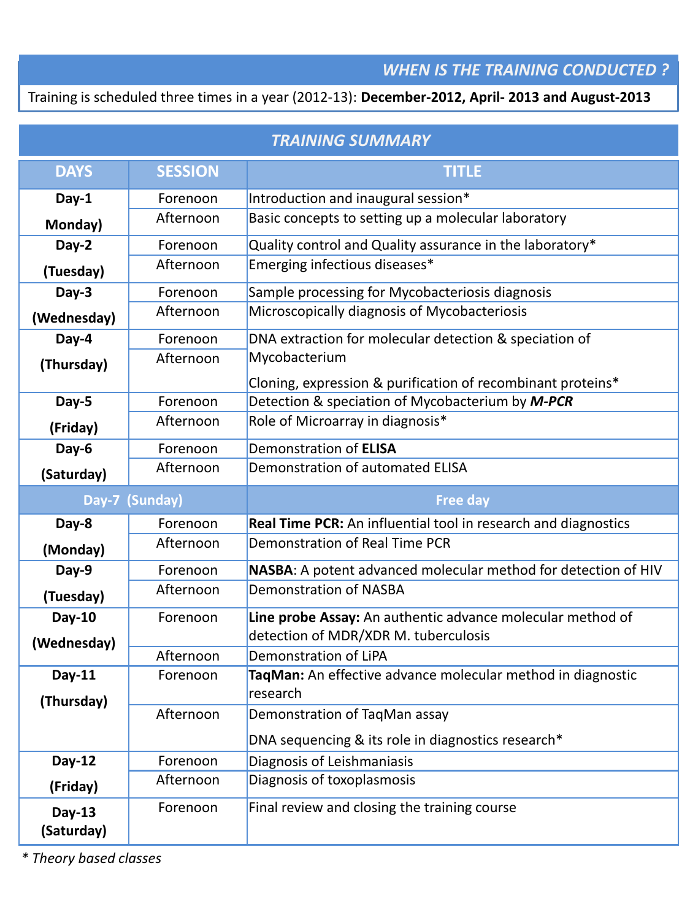## *WHEN IS THE TRAINING CONDUCTED ?*

Training is scheduled three times in a year (2012-13): **December-2012, April- 2013 and August-2013**

## *TRAINING SUMMARY*

| DAYS | SESSION | TITLE |
|---|---|---|
| **Day-1 Monday)** | Forenoon | Introduction and inaugural session* |
| | Afternoon | Basic concepts to setting up a molecular laboratory |
| **Day-2 (Tuesday)** | Forenoon | Quality control and Quality assurance in the laboratory* |
| | Afternoon | Emerging infectious diseases* |
| **Day-3 (Wednesday)** | Forenoon | Sample processing for Mycobacteriosis diagnosis |
| | Afternoon | Microscopically diagnosis of Mycobacteriosis |
| **Day-4 (Thursday)** | Forenoon | DNA extraction for molecular detection & speciation of Mycobacterium |
| | Afternoon | Cloning, expression & purification of recombinant proteins* |
| **Day-5 (Friday)** | Forenoon | Detection & speciation of Mycobacterium by ***M-PCR*** |
| | Afternoon | Role of Microarray in diagnosis* |
| **Day-6 (Saturday)** | Forenoon | Demonstration of **ELISA** |
| | Afternoon | Demonstration of automated ELISA |
| **Day-7 (Sunday)** | | **Free day** |
| **Day-8 (Monday)** | Forenoon | **Real Time PCR:** An influential tool in research and diagnostics |
| | Afternoon | Demonstration of Real Time PCR |
| **Day-9 (Tuesday)** | Forenoon | **NASBA**: A potent advanced molecular method for detection of HIV |
| | Afternoon | Demonstration of NASBA |
| **Day-10 (Wednesday)** | Forenoon | **Line probe Assay:** An authentic advance molecular method of detection of MDR/XDR M. tuberculosis |
| | Afternoon | Demonstration of LiPA |
| **Day-11 (Thursday)** | Forenoon | **TaqMan:** An effective advance molecular method in diagnostic research |
| | Afternoon | Demonstration of TaqMan assay<br>DNA sequencing & its role in diagnostics research* |
| **Day-12 (Friday)** | Forenoon | Diagnosis of Leishmaniasis |
| | Afternoon | Diagnosis of toxoplasmosis |
| **Day-13 (Saturday)** | Forenoon | Final review and closing the training course |

*\* Theory based classes*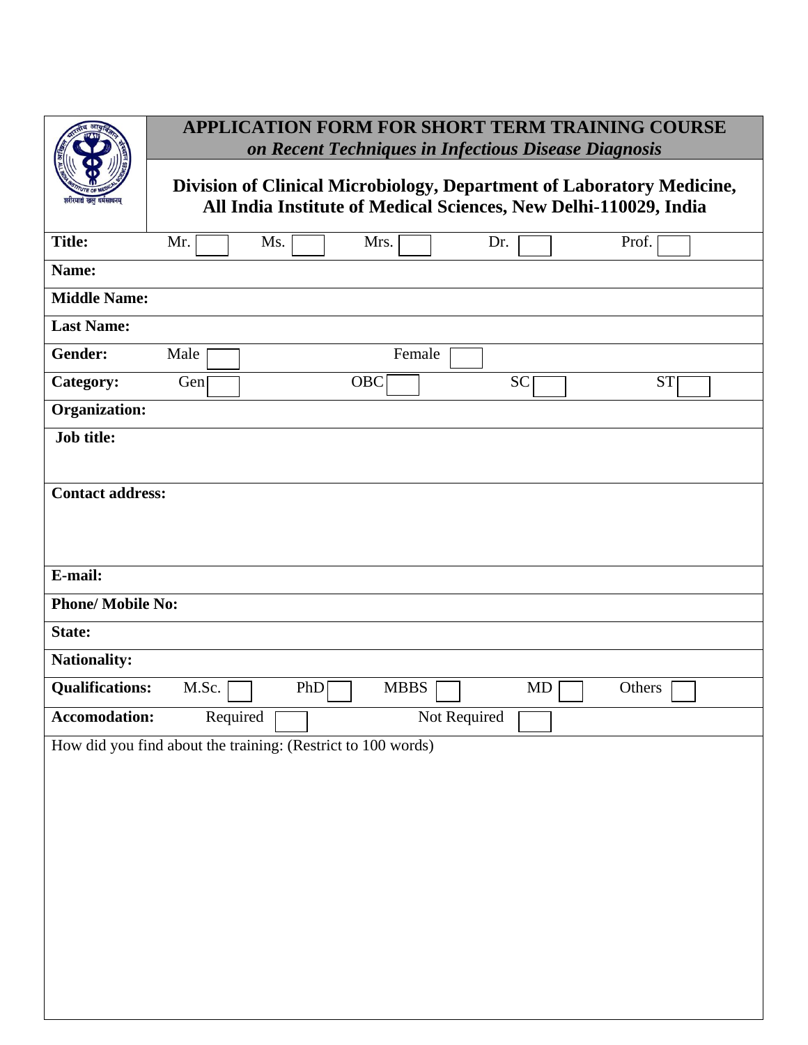# APPLICATION FORM FOR SHORT TERM TRAINING COURSE

***on Recent Techniques in Infectious Disease Diagnosis***

**Division of Clinical Microbiology, Department of Laboratory Medicine, All India Institute of Medical Sciences, New Delhi-110029, India**

| | | | | | | | | | |
|---|---|---|---|---|---|---|---|---|---|
| **Title:** | Mr. ☐ | | Ms. ☐ | | Mrs. ☐ | | Dr. ☐ | | Prof. ☐ |
| **Name:** | | | | | | | | | |
| **Middle Name:** | | | | | | | | | |
| **Last Name:** | | | | | | | | | |
| **Gender:** | Male ☐ | | | | Female ☐ | | | | |
| **Category:** | Gen ☐ | | | OBC ☐ | | | SC ☐ | | ST ☐ |
| **Organization:** | | | | | | | | | |
| **Job title:** | | | | | | | | | |
| **Contact address:** | | | | | | | | | |
| **E-mail:** | | | | | | | | | |
| **Phone/ Mobile No:** | | | | | | | | | |
| **State:** | | | | | | | | | |
| **Nationality:** | | | | | | | | | |
| **Qualifications:** | M.Sc. ☐ | | PhD ☐ | | MBBS ☐ | | MD ☐ | | Others ☐ |
| **Accomodation:** | Required ☐ | | | | Not Required ☐ | | | | |

How did you find about the training: (Restrict to 100 words)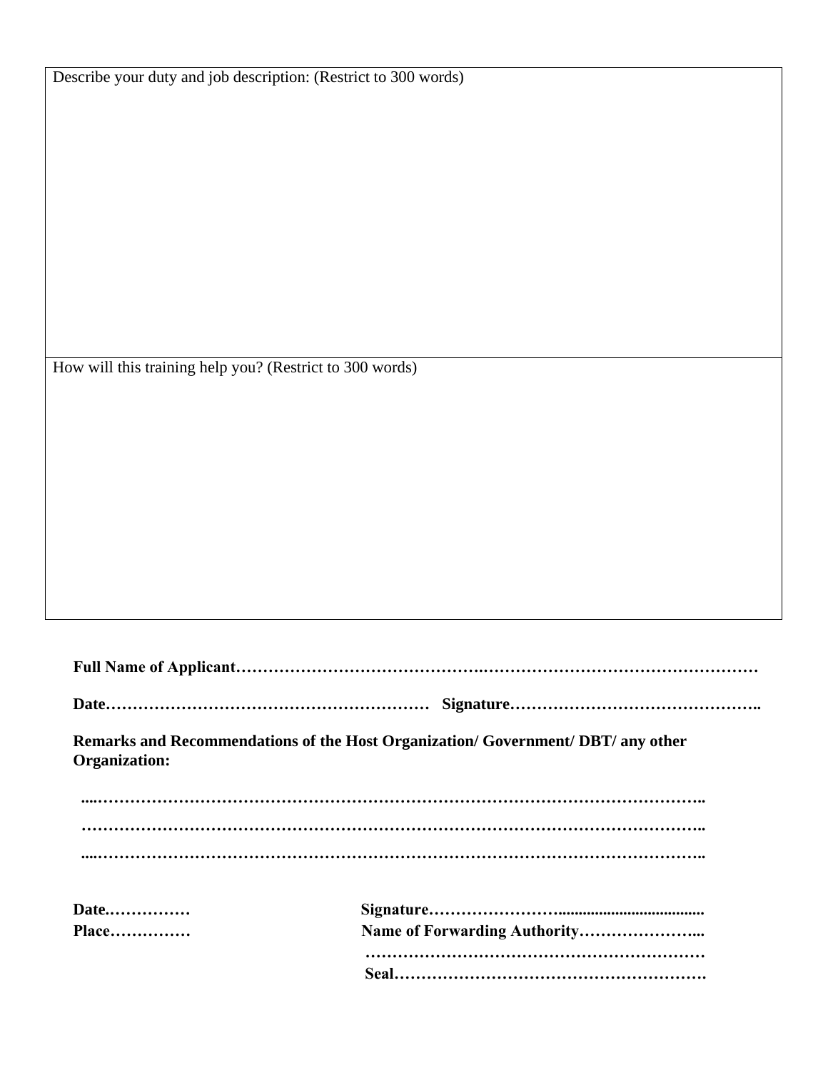| Describe your duty and job description: (Restrict to 300 words) |
| --- |
| How will this training help you? (Restrict to 300 words) |

**Full Name of Applicant……………………………………….……………………………………………**

**Date……………………………………………………   Signature………………………………………..**

**Remarks and Recommendations of the Host Organization/ Government/ DBT/ any other Organization:**

**….……………………………………………………………………………………………………..**

**………………………………………………………………………………………………………..**

**….……………………………………………………………………………………………………..**

**Date.……………** **Signature……………………....................................**

**Place……………** **Name of Forwarding Authority…………………...**

**………………………………………………………**

**Seal………………………………………………….**